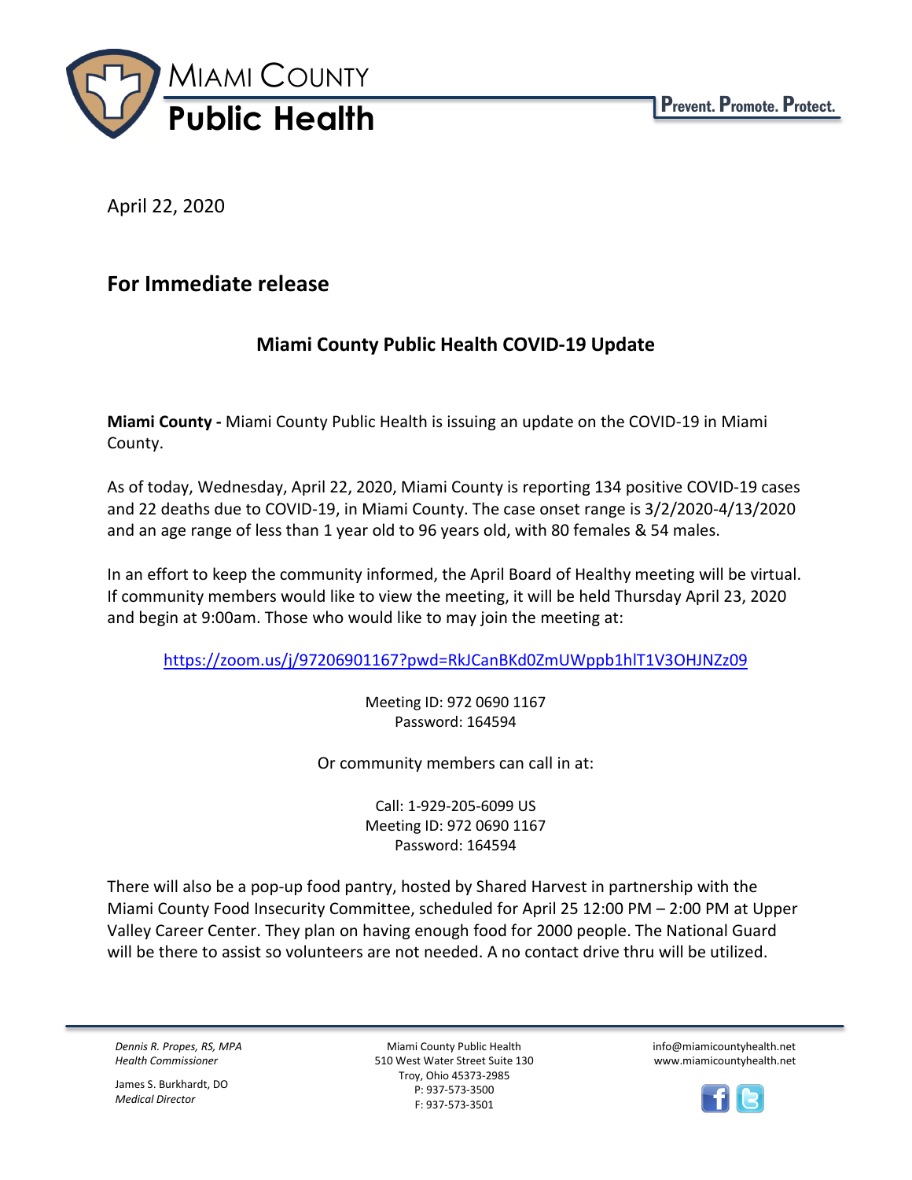# Miami County Public Health

Prevent. Promote. Protect.

April 22, 2020

## For Immediate release

### Miami County Public Health COVID-19 Update

**Miami County -** Miami County Public Health is issuing an update on the COVID-19 in Miami County.

As of today, Wednesday, April 22, 2020, Miami County is reporting 134 positive COVID-19 cases and 22 deaths due to COVID-19, in Miami County. The case onset range is 3/2/2020-4/13/2020 and an age range of less than 1 year old to 96 years old, with 80 females & 54 males.

In an effort to keep the community informed, the April Board of Healthy meeting will be virtual. If community members would like to view the meeting, it will be held Thursday April 23, 2020 and begin at 9:00am. Those who would like to may join the meeting at:

https://zoom.us/j/97206901167?pwd=RkJCanBKd0ZmUWppb1hlT1V3OHJNZz09

Meeting ID: 972 0690 1167
Password: 164594

Or community members can call in at:

Call: 1-929-205-6099 US
Meeting ID: 972 0690 1167
Password: 164594

There will also be a pop-up food pantry, hosted by Shared Harvest in partnership with the Miami County Food Insecurity Committee, scheduled for April 25 12:00 PM – 2:00 PM at Upper Valley Career Center. They plan on having enough food for 2000 people. The National Guard will be there to assist so volunteers are not needed. A no contact drive thru will be utilized.

*Dennis R. Propes, RS, MPA*
*Health Commissioner*

James S. Burkhardt, DO
*Medical Director*

Miami County Public Health
510 West Water Street Suite 130
Troy, Ohio 45373-2985
P: 937-573-3500
F: 937-573-3501

info@miamicountyhealth.net
www.miamicountyhealth.net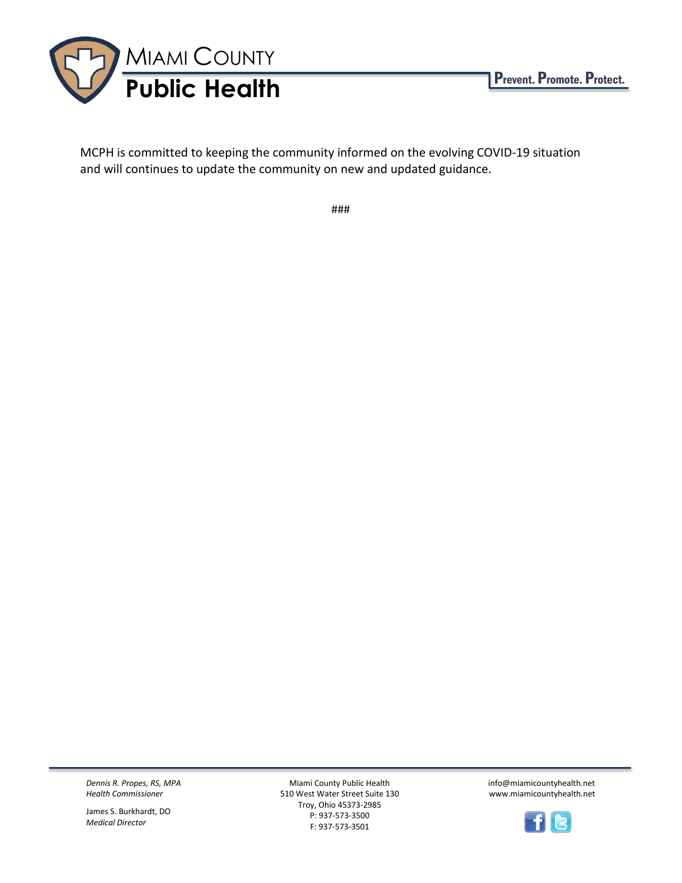MCPH is committed to keeping the community informed on the evolving COVID-19 situation and will continues to update the community on new and updated guidance.

###

*Dennis R. Propes, RS, MPA*
*Health Commissioner*

James S. Burkhardt, DO
*Medical Director*

Miami County Public Health
510 West Water Street Suite 130
Troy, Ohio 45373-2985
P: 937-573-3500
F: 937-573-3501

info@miamicountyhealth.net
www.miamicountyhealth.net